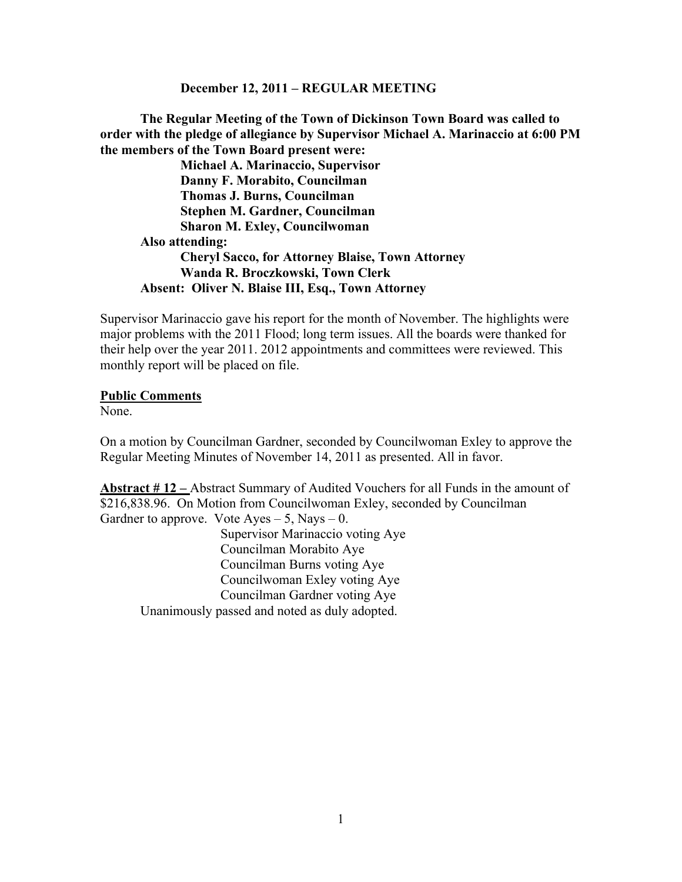**December 12, 2011 – REGULAR MEETING**

**The Regular Meeting of the Town of Dickinson Town Board was called to order with the pledge of allegiance by Supervisor Michael A. Marinaccio at 6:00 PM the members of the Town Board present were:**

**Michael A. Marinaccio, Supervisor**
**Danny F. Morabito, Councilman**
**Thomas J. Burns, Councilman**
**Stephen M. Gardner, Councilman**
**Sharon M. Exley, Councilwoman**

**Also attending:**

**Cheryl Sacco, for Attorney Blaise, Town Attorney**
**Wanda R. Broczkowski, Town Clerk**

**Absent: Oliver N. Blaise III, Esq., Town Attorney**

Supervisor Marinaccio gave his report for the month of November. The highlights were major problems with the 2011 Flood; long term issues. All the boards were thanked for their help over the year 2011. 2012 appointments and committees were reviewed. This monthly report will be placed on file.

**Public Comments**

None.

On a motion by Councilman Gardner, seconded by Councilwoman Exley to approve the Regular Meeting Minutes of November 14, 2011 as presented. All in favor.

**Abstract # 12 –** Abstract Summary of Audited Vouchers for all Funds in the amount of $216,838.96. On Motion from Councilwoman Exley, seconded by Councilman Gardner to approve. Vote Ayes – 5, Nays – 0.

Supervisor Marinaccio voting Aye
Councilman Morabito Aye
Councilman Burns voting Aye
Councilwoman Exley voting Aye
Councilman Gardner voting Aye

Unanimously passed and noted as duly adopted.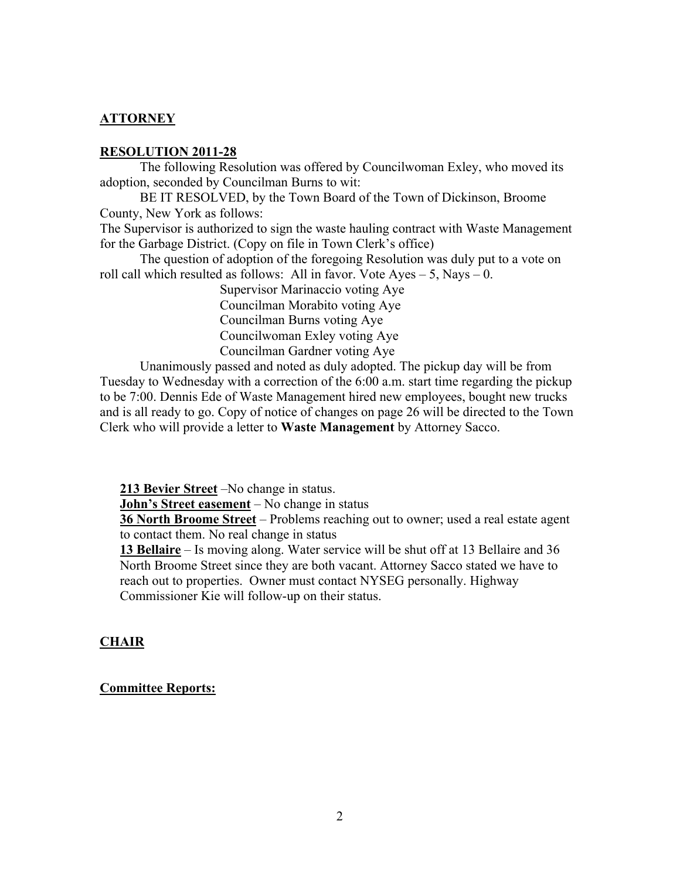**ATTORNEY**

**RESOLUTION 2011-28**

The following Resolution was offered by Councilwoman Exley, who moved its adoption, seconded by Councilman Burns to wit:

BE IT RESOLVED, by the Town Board of the Town of Dickinson, Broome County, New York as follows:

The Supervisor is authorized to sign the waste hauling contract with Waste Management for the Garbage District. (Copy on file in Town Clerk's office)

The question of adoption of the foregoing Resolution was duly put to a vote on roll call which resulted as follows: All in favor. Vote Ayes – 5, Nays – 0.

Supervisor Marinaccio voting Aye
Councilman Morabito voting Aye
Councilman Burns voting Aye
Councilwoman Exley voting Aye
Councilman Gardner voting Aye

Unanimously passed and noted as duly adopted. The pickup day will be from Tuesday to Wednesday with a correction of the 6:00 a.m. start time regarding the pickup to be 7:00. Dennis Ede of Waste Management hired new employees, bought new trucks and is all ready to go. Copy of notice of changes on page 26 will be directed to the Town Clerk who will provide a letter to **Waste Management** by Attorney Sacco.

**213 Bevier Street** –No change in status.

**John's Street easement** – No change in status

**36 North Broome Street** – Problems reaching out to owner; used a real estate agent to contact them. No real change in status

**13 Bellaire** – Is moving along. Water service will be shut off at 13 Bellaire and 36 North Broome Street since they are both vacant. Attorney Sacco stated we have to reach out to properties. Owner must contact NYSEG personally. Highway Commissioner Kie will follow-up on their status.

**CHAIR**

**Committee Reports:**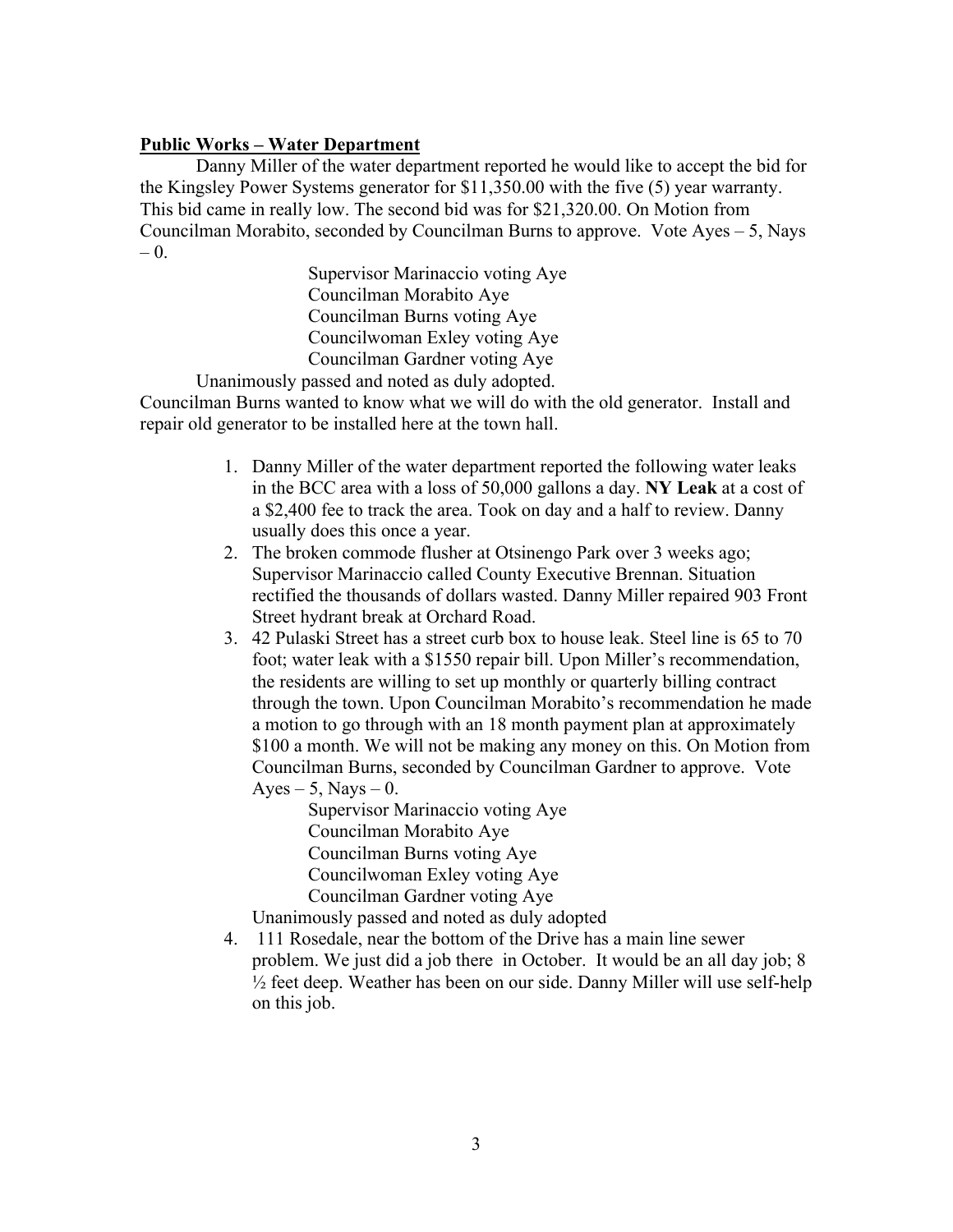**Public Works – Water Department**

Danny Miller of the water department reported he would like to accept the bid for the Kingsley Power Systems generator for $11,350.00 with the five (5) year warranty. This bid came in really low. The second bid was for $21,320.00. On Motion from Councilman Morabito, seconded by Councilman Burns to approve. Vote Ayes – 5, Nays – 0.

Supervisor Marinaccio voting Aye
Councilman Morabito Aye
Councilman Burns voting Aye
Councilwoman Exley voting Aye
Councilman Gardner voting Aye

Unanimously passed and noted as duly adopted.

Councilman Burns wanted to know what we will do with the old generator. Install and repair old generator to be installed here at the town hall.

1. Danny Miller of the water department reported the following water leaks in the BCC area with a loss of 50,000 gallons a day. **NY Leak** at a cost of a $2,400 fee to track the area. Took on day and a half to review. Danny usually does this once a year.
2. The broken commode flusher at Otsinengo Park over 3 weeks ago; Supervisor Marinaccio called County Executive Brennan. Situation rectified the thousands of dollars wasted. Danny Miller repaired 903 Front Street hydrant break at Orchard Road.
3. 42 Pulaski Street has a street curb box to house leak. Steel line is 65 to 70 foot; water leak with a $1550 repair bill. Upon Miller's recommendation, the residents are willing to set up monthly or quarterly billing contract through the town. Upon Councilman Morabito's recommendation he made a motion to go through with an 18 month payment plan at approximately $100 a month. We will not be making any money on this. On Motion from Councilman Burns, seconded by Councilman Gardner to approve. Vote Ayes – 5, Nays – 0.

   Supervisor Marinaccio voting Aye
   Councilman Morabito Aye
   Councilman Burns voting Aye
   Councilwoman Exley voting Aye
   Councilman Gardner voting Aye

   Unanimously passed and noted as duly adopted
4. 111 Rosedale, near the bottom of the Drive has a main line sewer problem. We just did a job there in October. It would be an all day job; 8 ½ feet deep. Weather has been on our side. Danny Miller will use self-help on this job.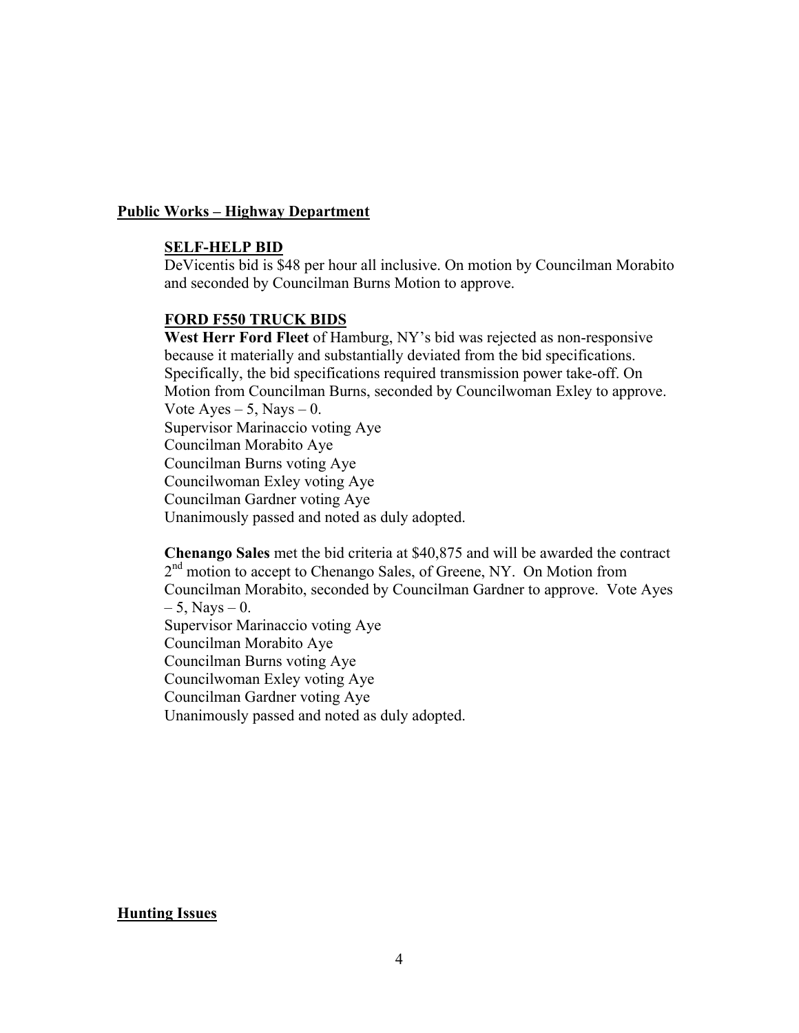## **Public Works – Highway Department**

### **SELF-HELP BID**

DeVicentis bid is $48 per hour all inclusive. On motion by Councilman Morabito and seconded by Councilman Burns Motion to approve.

### **FORD F550 TRUCK BIDS**

**West Herr Ford Fleet** of Hamburg, NY's bid was rejected as non-responsive because it materially and substantially deviated from the bid specifications. Specifically, the bid specifications required transmission power take-off. On Motion from Councilman Burns, seconded by Councilwoman Exley to approve. Vote Ayes – 5, Nays – 0.
Supervisor Marinaccio voting Aye
Councilman Morabito Aye
Councilman Burns voting Aye
Councilwoman Exley voting Aye
Councilman Gardner voting Aye
Unanimously passed and noted as duly adopted.

**Chenango Sales** met the bid criteria at $40,875 and will be awarded the contract 2nd motion to accept to Chenango Sales, of Greene, NY. On Motion from Councilman Morabito, seconded by Councilman Gardner to approve. Vote Ayes – 5, Nays – 0.
Supervisor Marinaccio voting Aye
Councilman Morabito Aye
Councilman Burns voting Aye
Councilwoman Exley voting Aye
Councilman Gardner voting Aye
Unanimously passed and noted as duly adopted.

## **Hunting Issues**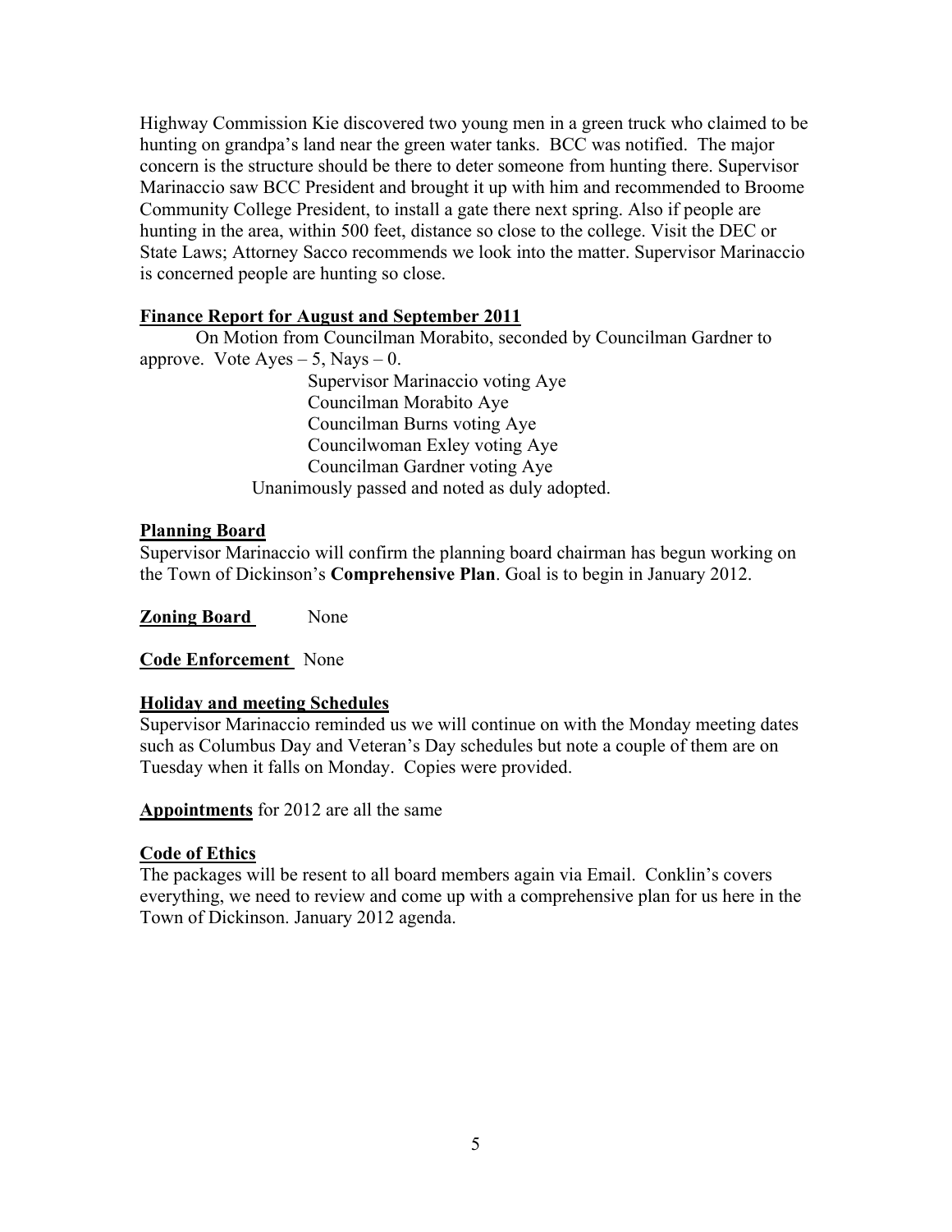Highway Commission Kie discovered two young men in a green truck who claimed to be hunting on grandpa's land near the green water tanks. BCC was notified. The major concern is the structure should be there to deter someone from hunting there. Supervisor Marinaccio saw BCC President and brought it up with him and recommended to Broome Community College President, to install a gate there next spring. Also if people are hunting in the area, within 500 feet, distance so close to the college. Visit the DEC or State Laws; Attorney Sacco recommends we look into the matter. Supervisor Marinaccio is concerned people are hunting so close.

**Finance Report for August and September 2011**

On Motion from Councilman Morabito, seconded by Councilman Gardner to approve. Vote Ayes – 5, Nays – 0.

Supervisor Marinaccio voting Aye
Councilman Morabito Aye
Councilman Burns voting Aye
Councilwoman Exley voting Aye
Councilman Gardner voting Aye

Unanimously passed and noted as duly adopted.

**Planning Board**

Supervisor Marinaccio will confirm the planning board chairman has begun working on the Town of Dickinson's **Comprehensive Plan**. Goal is to begin in January 2012.

**Zoning Board** None

**Code Enforcement** None

**Holiday and meeting Schedules**

Supervisor Marinaccio reminded us we will continue on with the Monday meeting dates such as Columbus Day and Veteran's Day schedules but note a couple of them are on Tuesday when it falls on Monday. Copies were provided.

**Appointments** for 2012 are all the same

**Code of Ethics**

The packages will be resent to all board members again via Email. Conklin's covers everything, we need to review and come up with a comprehensive plan for us here in the Town of Dickinson. January 2012 agenda.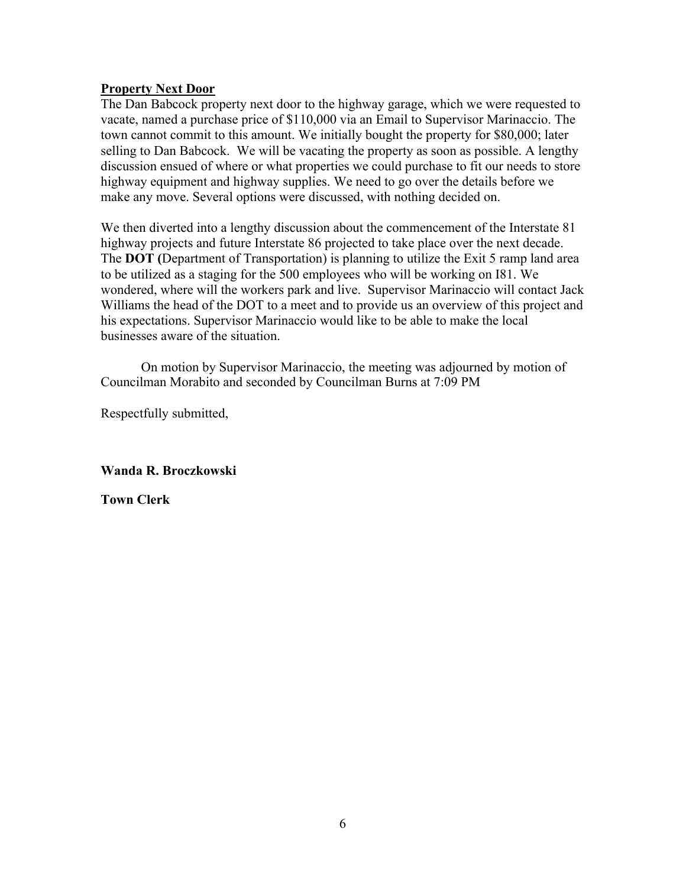**Property Next Door**

The Dan Babcock property next door to the highway garage, which we were requested to vacate, named a purchase price of $110,000 via an Email to Supervisor Marinaccio. The town cannot commit to this amount. We initially bought the property for $80,000; later selling to Dan Babcock. We will be vacating the property as soon as possible. A lengthy discussion ensued of where or what properties we could purchase to fit our needs to store highway equipment and highway supplies. We need to go over the details before we make any move. Several options were discussed, with nothing decided on.

We then diverted into a lengthy discussion about the commencement of the Interstate 81 highway projects and future Interstate 86 projected to take place over the next decade. The **DOT (**Department of Transportation) is planning to utilize the Exit 5 ramp land area to be utilized as a staging for the 500 employees who will be working on I81. We wondered, where will the workers park and live. Supervisor Marinaccio will contact Jack Williams the head of the DOT to a meet and to provide us an overview of this project and his expectations. Supervisor Marinaccio would like to be able to make the local businesses aware of the situation.

On motion by Supervisor Marinaccio, the meeting was adjourned by motion of Councilman Morabito and seconded by Councilman Burns at 7:09 PM

Respectfully submitted,

**Wanda R. Broczkowski**

**Town Clerk**